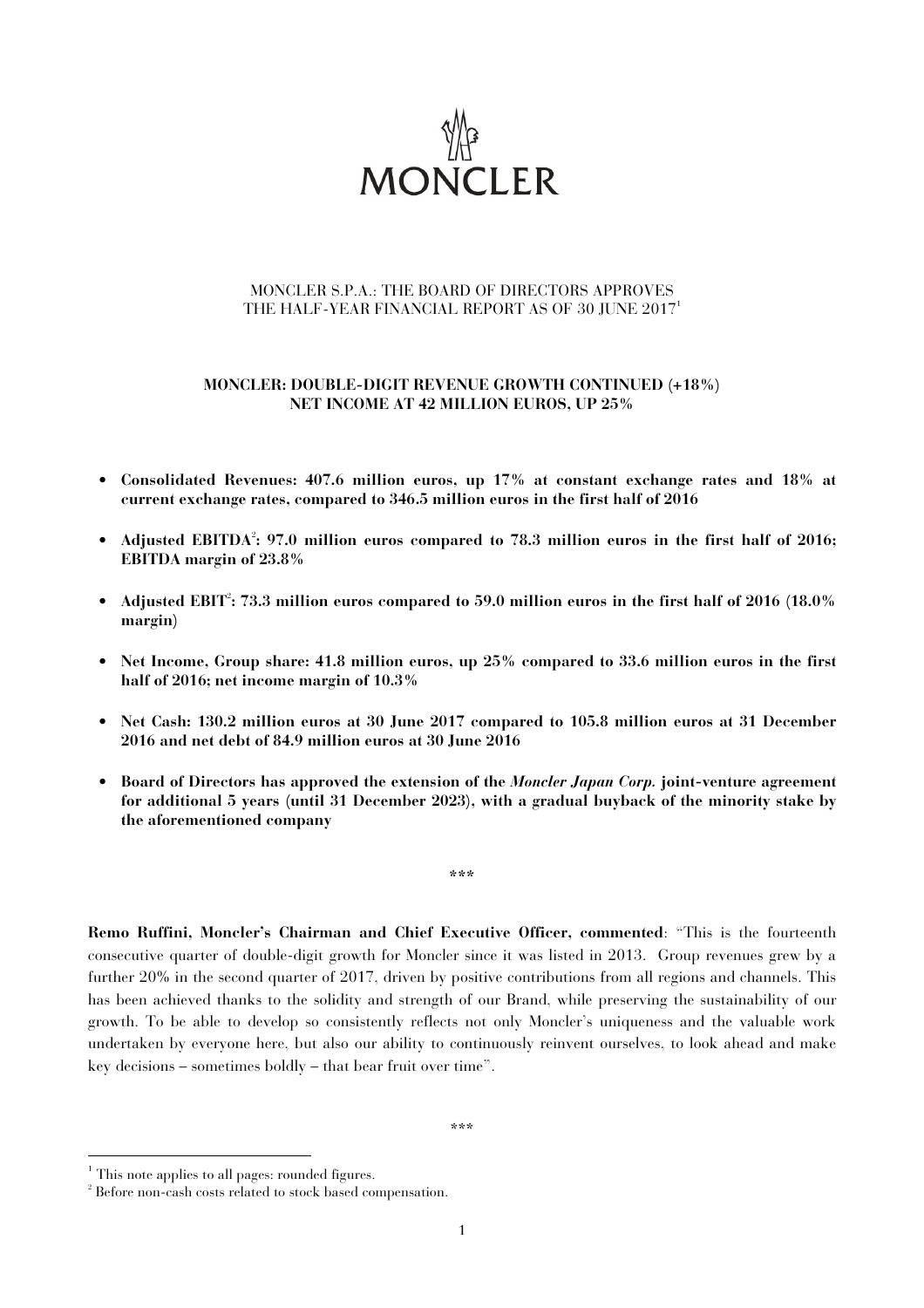MONCLER

MONCLER S.P.A.: THE BOARD OF DIRECTORS APPROVES
THE HALF-YEAR FINANCIAL REPORT AS OF 30 JUNE 2017[1]

**MONCLER: DOUBLE-DIGIT REVENUE GROWTH CONTINUED (+18%)**
**NET INCOME AT 42 MILLION EUROS, UP 25%**

- **Consolidated Revenues: 407.6 million euros, up 17% at constant exchange rates and 18% at current exchange rates, compared to 346.5 million euros in the first half of 2016**
- **Adjusted EBITDA[2]: 97.0 million euros compared to 78.3 million euros in the first half of 2016; EBITDA margin of 23.8%**
- **Adjusted EBIT[2]: 73.3 million euros compared to 59.0 million euros in the first half of 2016 (18.0% margin)**
- **Net Income, Group share: 41.8 million euros, up 25% compared to 33.6 million euros in the first half of 2016; net income margin of 10.3%**
- **Net Cash: 130.2 million euros at 30 June 2017 compared to 105.8 million euros at 31 December 2016 and net debt of 84.9 million euros at 30 June 2016**
- **Board of Directors has approved the extension of the *Moncler Japan Corp.* joint-venture agreement for additional 5 years (until 31 December 2023), with a gradual buyback of the minority stake by the aforementioned company**

\*\*\*

**Remo Ruffini, Moncler's Chairman and Chief Executive Officer, commented**: "This is the fourteenth consecutive quarter of double-digit growth for Moncler since it was listed in 2013. Group revenues grew by a further 20% in the second quarter of 2017, driven by positive contributions from all regions and channels. This has been achieved thanks to the solidity and strength of our Brand, while preserving the sustainability of our growth. To be able to develop so consistently reflects not only Moncler's uniqueness and the valuable work undertaken by everyone here, but also our ability to continuously reinvent ourselves, to look ahead and make key decisions – sometimes boldly – that bear fruit over time".

\*\*\*

[1] This note applies to all pages: rounded figures.
[2] Before non-cash costs related to stock based compensation.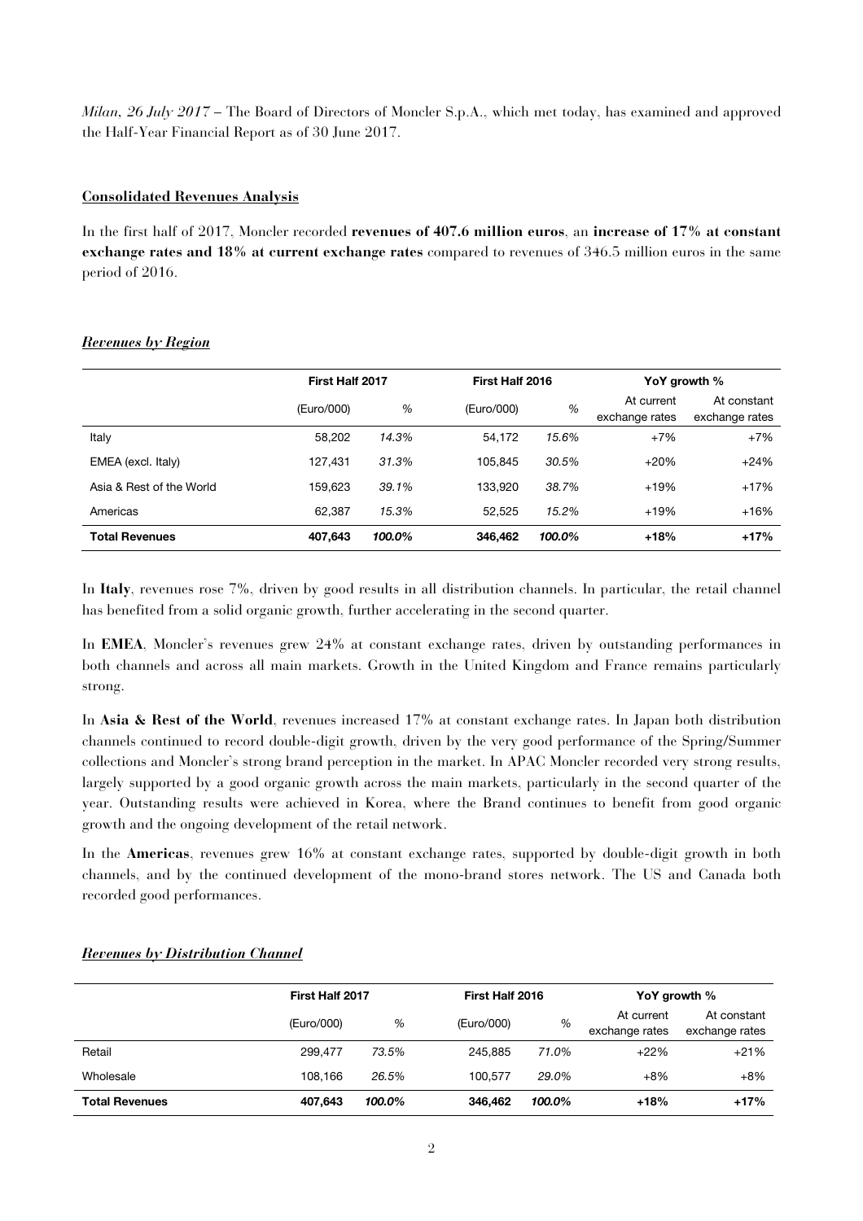*Milan, 26 July 2017* – The Board of Directors of Moncler S.p.A., which met today, has examined and approved the Half-Year Financial Report as of 30 June 2017.

## Consolidated Revenues Analysis

In the first half of 2017, Moncler recorded **revenues of 407.6 million euros**, an **increase of 17% at constant exchange rates and 18% at current exchange rates** compared to revenues of 346.5 million euros in the same period of 2016.

### *Revenues by Region*

| | First Half 2017 | | First Half 2016 | | YoY growth % | |
|---|---|---|---|---|---|---|
| | (Euro/000) | % | (Euro/000) | % | At current exchange rates | At constant exchange rates |
| Italy | 58,202 | *14.3%* | 54,172 | *15.6%* | +7% | +7% |
| EMEA (excl. Italy) | 127,431 | *31.3%* | 105,845 | *30.5%* | +20% | +24% |
| Asia & Rest of the World | 159,623 | *39.1%* | 133,920 | *38.7%* | +19% | +17% |
| Americas | 62,387 | *15.3%* | 52,525 | *15.2%* | +19% | +16% |
| **Total Revenues** | **407,643** | ***100.0%*** | **346,462** | ***100.0%*** | **+18%** | **+17%** |

In **Italy**, revenues rose 7%, driven by good results in all distribution channels. In particular, the retail channel has benefited from a solid organic growth, further accelerating in the second quarter.

In **EMEA**, Moncler's revenues grew 24% at constant exchange rates, driven by outstanding performances in both channels and across all main markets. Growth in the United Kingdom and France remains particularly strong.

In **Asia & Rest of the World**, revenues increased 17% at constant exchange rates. In Japan both distribution channels continued to record double-digit growth, driven by the very good performance of the Spring/Summer collections and Moncler's strong brand perception in the market. In APAC Moncler recorded very strong results, largely supported by a good organic growth across the main markets, particularly in the second quarter of the year. Outstanding results were achieved in Korea, where the Brand continues to benefit from good organic growth and the ongoing development of the retail network.

In the **Americas**, revenues grew 16% at constant exchange rates, supported by double-digit growth in both channels, and by the continued development of the mono-brand stores network. The US and Canada both recorded good performances.

### *Revenues by Distribution Channel*

| | First Half 2017 | | First Half 2016 | | YoY growth % | |
|---|---|---|---|---|---|---|
| | (Euro/000) | % | (Euro/000) | % | At current exchange rates | At constant exchange rates |
| Retail | 299,477 | *73.5%* | 245,885 | *71.0%* | +22% | +21% |
| Wholesale | 108,166 | *26.5%* | 100,577 | *29.0%* | +8% | +8% |
| **Total Revenues** | **407,643** | ***100.0%*** | **346,462** | ***100.0%*** | **+18%** | **+17%** |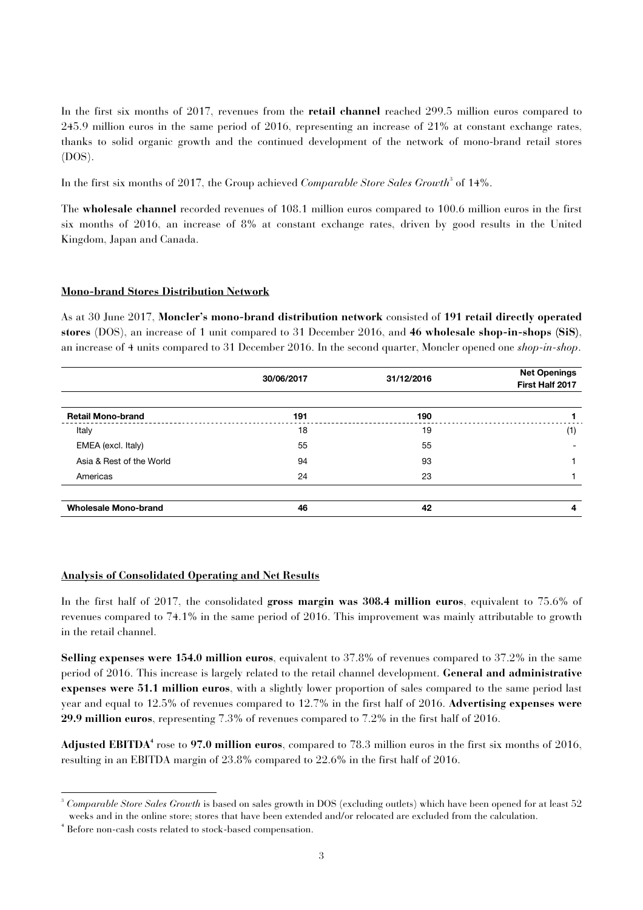In the first six months of 2017, revenues from the **retail channel** reached 299.5 million euros compared to 245.9 million euros in the same period of 2016, representing an increase of 21% at constant exchange rates, thanks to solid organic growth and the continued development of the network of mono-brand retail stores (DOS).

In the first six months of 2017, the Group achieved *Comparable Store Sales Growth*[3] of 14%.

The **wholesale channel** recorded revenues of 108.1 million euros compared to 100.6 million euros in the first six months of 2016, an increase of 8% at constant exchange rates, driven by good results in the United Kingdom, Japan and Canada.

## Mono-brand Stores Distribution Network

As at 30 June 2017, **Moncler's mono-brand distribution network** consisted of **191 retail directly operated stores** (DOS), an increase of 1 unit compared to 31 December 2016, and **46 wholesale shop-in-shops (SiS)**, an increase of 4 units compared to 31 December 2016. In the second quarter, Moncler opened one *shop-in-shop*.

| | 30/06/2017 | 31/12/2016 | Net Openings First Half 2017 |
|---|---|---|---|
| **Retail Mono-brand** | **191** | **190** | **1** |
| Italy | 18 | 19 | (1) |
| EMEA (excl. Italy) | 55 | 55 | - |
| Asia & Rest of the World | 94 | 93 | 1 |
| Americas | 24 | 23 | 1 |
| **Wholesale Mono-brand** | **46** | **42** | **4** |

## Analysis of Consolidated Operating and Net Results

In the first half of 2017, the consolidated **gross margin was 308.4 million euros**, equivalent to 75.6% of revenues compared to 74.1% in the same period of 2016. This improvement was mainly attributable to growth in the retail channel.

**Selling expenses were 154.0 million euros**, equivalent to 37.8% of revenues compared to 37.2% in the same period of 2016. This increase is largely related to the retail channel development. **General and administrative expenses were 51.1 million euros**, with a slightly lower proportion of sales compared to the same period last year and equal to 12.5% of revenues compared to 12.7% in the first half of 2016. **Advertising expenses were 29.9 million euros**, representing 7.3% of revenues compared to 7.2% in the first half of 2016.

**Adjusted EBITDA**[4] rose to **97.0 million euros**, compared to 78.3 million euros in the first six months of 2016, resulting in an EBITDA margin of 23.8% compared to 22.6% in the first half of 2016.

---

[3] *Comparable Store Sales Growth* is based on sales growth in DOS (excluding outlets) which have been opened for at least 52 weeks and in the online store; stores that have been extended and/or relocated are excluded from the calculation.

[4] Before non-cash costs related to stock-based compensation.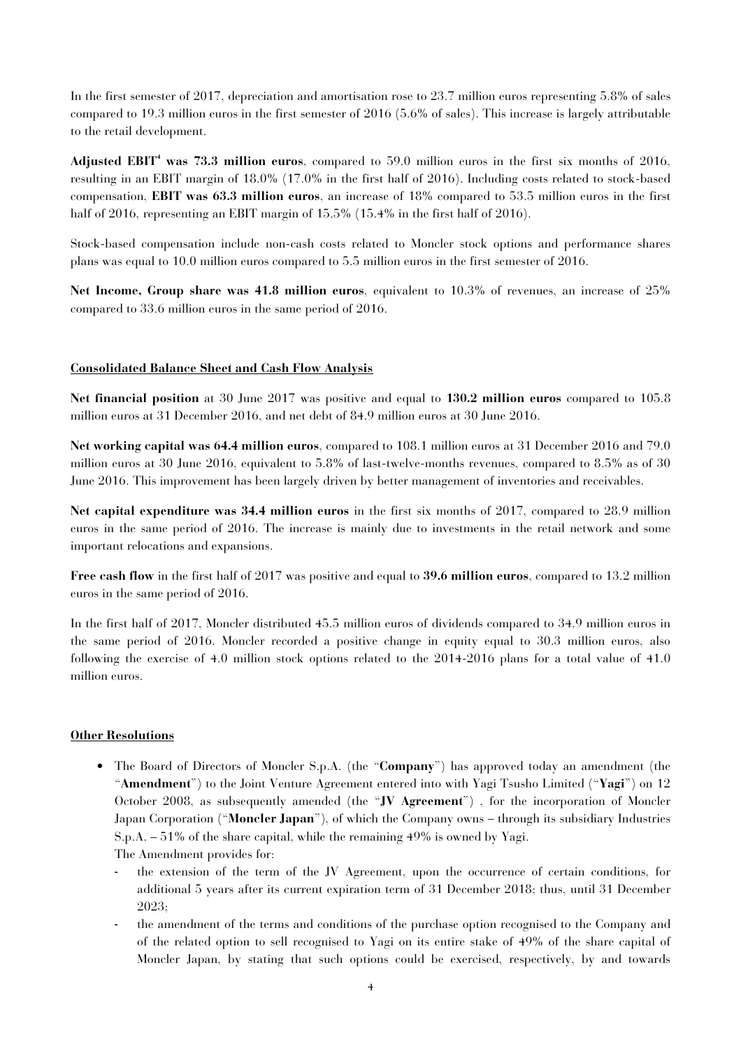In the first semester of 2017, depreciation and amortisation rose to 23.7 million euros representing 5.8% of sales compared to 19.3 million euros in the first semester of 2016 (5.6% of sales). This increase is largely attributable to the retail development.

**Adjusted EBIT[4] was 73.3 million euros**, compared to 59.0 million euros in the first six months of 2016, resulting in an EBIT margin of 18.0% (17.0% in the first half of 2016). Including costs related to stock-based compensation, **EBIT was 63.3 million euros**, an increase of 18% compared to 53.5 million euros in the first half of 2016, representing an EBIT margin of 15.5% (15.4% in the first half of 2016).

Stock-based compensation include non-cash costs related to Moncler stock options and performance shares plans was equal to 10.0 million euros compared to 5.5 million euros in the first semester of 2016.

**Net Income, Group share was 41.8 million euros**, equivalent to 10.3% of revenues, an increase of 25% compared to 33.6 million euros in the same period of 2016.

## Consolidated Balance Sheet and Cash Flow Analysis

**Net financial position** at 30 June 2017 was positive and equal to **130.2 million euros** compared to 105.8 million euros at 31 December 2016, and net debt of 84.9 million euros at 30 June 2016.

**Net working capital was 64.4 million euros**, compared to 108.1 million euros at 31 December 2016 and 79.0 million euros at 30 June 2016, equivalent to 5.8% of last-twelve-months revenues, compared to 8.5% as of 30 June 2016. This improvement has been largely driven by better management of inventories and receivables.

**Net capital expenditure was 34.4 million euros** in the first six months of 2017, compared to 28.9 million euros in the same period of 2016. The increase is mainly due to investments in the retail network and some important relocations and expansions.

**Free cash flow** in the first half of 2017 was positive and equal to **39.6 million euros**, compared to 13.2 million euros in the same period of 2016.

In the first half of 2017, Moncler distributed 45.5 million euros of dividends compared to 34.9 million euros in the same period of 2016. Moncler recorded a positive change in equity equal to 30.3 million euros, also following the exercise of 4.0 million stock options related to the 2014-2016 plans for a total value of 41.0 million euros.

## Other Resolutions

- The Board of Directors of Moncler S.p.A. (the "**Company**") has approved today an amendment (the "**Amendment**") to the Joint Venture Agreement entered into with Yagi Tsusho Limited ("**Yagi**") on 12 October 2008, as subsequently amended (the "**JV Agreement**") , for the incorporation of Moncler Japan Corporation ("**Moncler Japan**"), of which the Company owns – through its subsidiary Industries S.p.A. – 51% of the share capital, while the remaining 49% is owned by Yagi.

  The Amendment provides for:

  - the extension of the term of the JV Agreement, upon the occurrence of certain conditions, for additional 5 years after its current expiration term of 31 December 2018; thus, until 31 December 2023;
  - the amendment of the terms and conditions of the purchase option recognised to the Company and of the related option to sell recognised to Yagi on its entire stake of 49% of the share capital of Moncler Japan, by stating that such options could be exercised, respectively, by and towards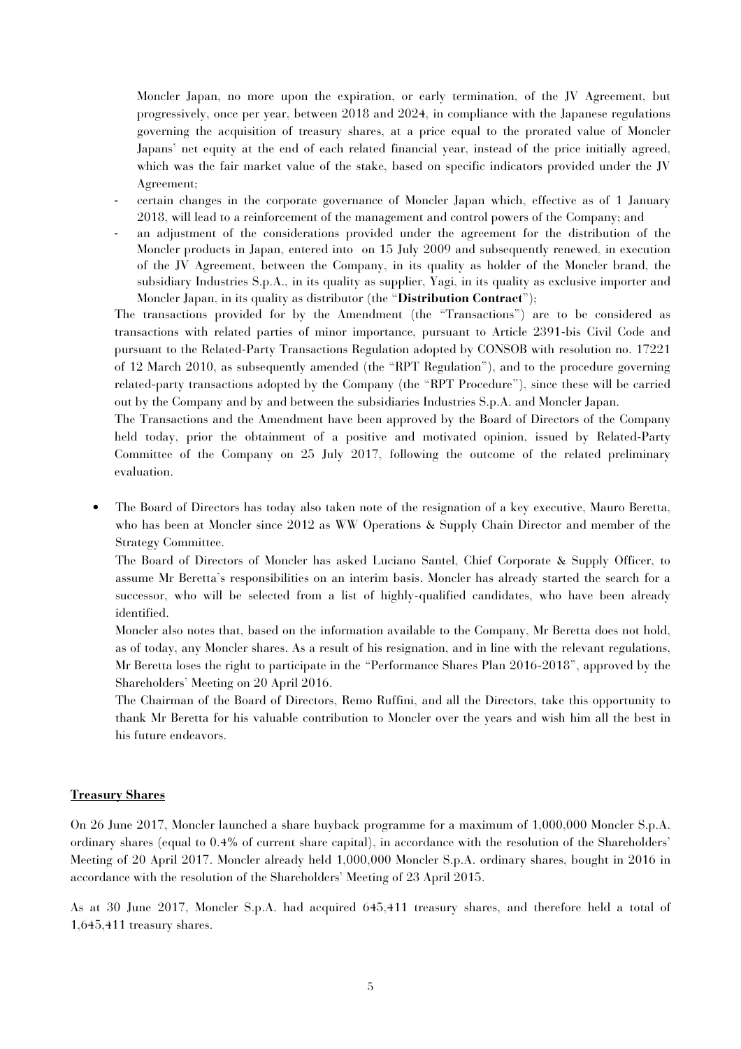Moncler Japan, no more upon the expiration, or early termination, of the JV Agreement, but progressively, once per year, between 2018 and 2024, in compliance with the Japanese regulations governing the acquisition of treasury shares, at a price equal to the prorated value of Moncler Japans' net equity at the end of each related financial year, instead of the price initially agreed, which was the fair market value of the stake, based on specific indicators provided under the JV Agreement;

- certain changes in the corporate governance of Moncler Japan which, effective as of 1 January 2018, will lead to a reinforcement of the management and control powers of the Company; and
- an adjustment of the considerations provided under the agreement for the distribution of the Moncler products in Japan, entered into on 15 July 2009 and subsequently renewed, in execution of the JV Agreement, between the Company, in its quality as holder of the Moncler brand, the subsidiary Industries S.p.A., in its quality as supplier, Yagi, in its quality as exclusive importer and Moncler Japan, in its quality as distributor (the "**Distribution Contract**");

The transactions provided for by the Amendment (the "Transactions") are to be considered as transactions with related parties of minor importance, pursuant to Article 2391-bis Civil Code and pursuant to the Related-Party Transactions Regulation adopted by CONSOB with resolution no. 17221 of 12 March 2010, as subsequently amended (the "RPT Regulation"), and to the procedure governing related-party transactions adopted by the Company (the "RPT Procedure"), since these will be carried out by the Company and by and between the subsidiaries Industries S.p.A. and Moncler Japan.

The Transactions and the Amendment have been approved by the Board of Directors of the Company held today, prior the obtainment of a positive and motivated opinion, issued by Related-Party Committee of the Company on 25 July 2017, following the outcome of the related preliminary evaluation.

- The Board of Directors has today also taken note of the resignation of a key executive, Mauro Beretta, who has been at Moncler since 2012 as WW Operations & Supply Chain Director and member of the Strategy Committee.

  The Board of Directors of Moncler has asked Luciano Santel, Chief Corporate & Supply Officer, to assume Mr Beretta's responsibilities on an interim basis. Moncler has already started the search for a successor, who will be selected from a list of highly-qualified candidates, who have been already identified.

  Moncler also notes that, based on the information available to the Company, Mr Beretta does not hold, as of today, any Moncler shares. As a result of his resignation, and in line with the relevant regulations, Mr Beretta loses the right to participate in the "Performance Shares Plan 2016-2018", approved by the Shareholders' Meeting on 20 April 2016.

  The Chairman of the Board of Directors, Remo Ruffini, and all the Directors, take this opportunity to thank Mr Beretta for his valuable contribution to Moncler over the years and wish him all the best in his future endeavors.

## Treasury Shares

On 26 June 2017, Moncler launched a share buyback programme for a maximum of 1,000,000 Moncler S.p.A. ordinary shares (equal to 0.4% of current share capital), in accordance with the resolution of the Shareholders' Meeting of 20 April 2017. Moncler already held 1,000,000 Moncler S.p.A. ordinary shares, bought in 2016 in accordance with the resolution of the Shareholders' Meeting of 23 April 2015.

As at 30 June 2017, Moncler S.p.A. had acquired 645,411 treasury shares, and therefore held a total of 1,645,411 treasury shares.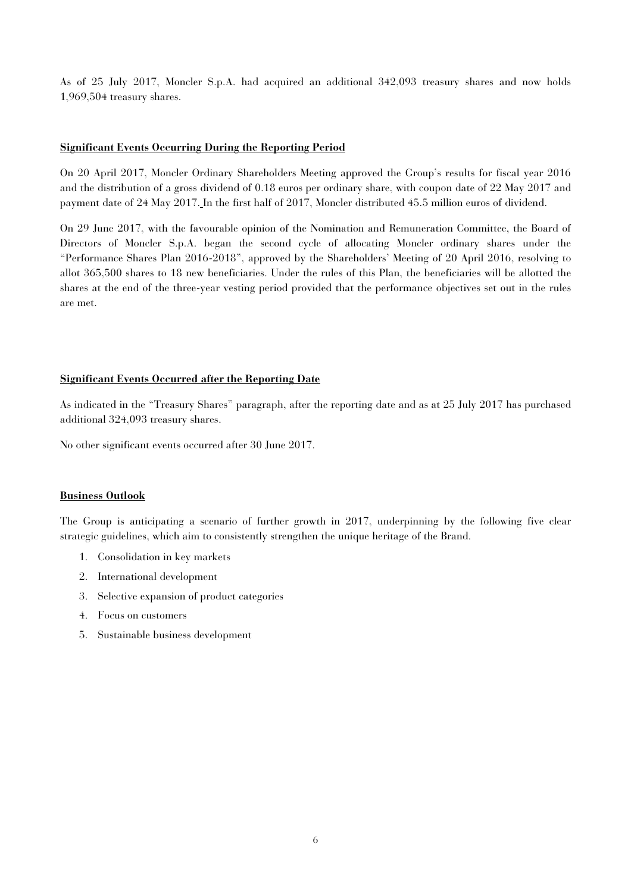As of 25 July 2017, Moncler S.p.A. had acquired an additional 342,093 treasury shares and now holds 1,969,504 treasury shares.

## Significant Events Occurring During the Reporting Period

On 20 April 2017, Moncler Ordinary Shareholders Meeting approved the Group's results for fiscal year 2016 and the distribution of a gross dividend of 0.18 euros per ordinary share, with coupon date of 22 May 2017 and payment date of 24 May 2017. In the first half of 2017, Moncler distributed 45.5 million euros of dividend.

On 29 June 2017, with the favourable opinion of the Nomination and Remuneration Committee, the Board of Directors of Moncler S.p.A. began the second cycle of allocating Moncler ordinary shares under the "Performance Shares Plan 2016-2018", approved by the Shareholders' Meeting of 20 April 2016, resolving to allot 365,500 shares to 18 new beneficiaries. Under the rules of this Plan, the beneficiaries will be allotted the shares at the end of the three-year vesting period provided that the performance objectives set out in the rules are met.

## Significant Events Occurred after the Reporting Date

As indicated in the "Treasury Shares" paragraph, after the reporting date and as at 25 July 2017 has purchased additional 324,093 treasury shares.

No other significant events occurred after 30 June 2017.

## Business Outlook

The Group is anticipating a scenario of further growth in 2017, underpinning by the following five clear strategic guidelines, which aim to consistently strengthen the unique heritage of the Brand.

1. Consolidation in key markets
2. International development
3. Selective expansion of product categories
4. Focus on customers
5. Sustainable business development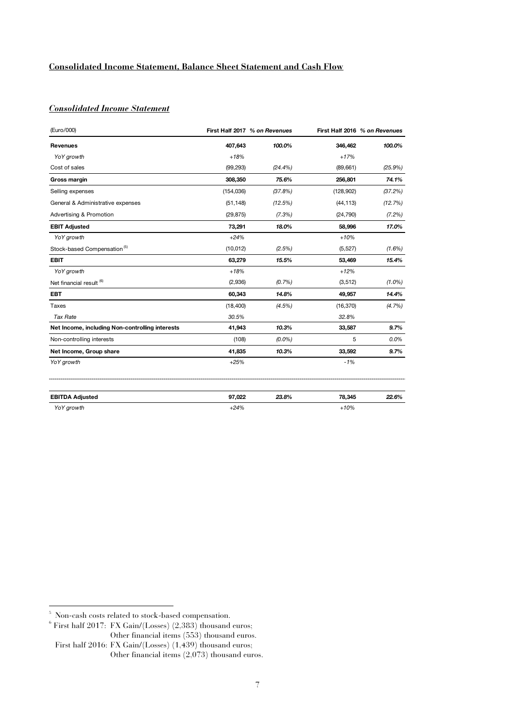## Consolidated Income Statement, Balance Sheet Statement and Cash Flow

### *Consolidated Income Statement*

| (Euro/000) | First Half 2017 | *% on Revenues* | First Half 2016 | *% on Revenues* |
|---|---|---|---|---|
| **Revenues** | **407,643** | ***100.0%*** | **346,462** | ***100.0%*** |
| *YoY growth* | *+18%* | | *+17%* | |
| Cost of sales | (99,293) | *(24.4%)* | (89,661) | *(25.9%)* |
| **Gross margin** | **308,350** | ***75.6%*** | **256,801** | ***74.1%*** |
| Selling expenses | (154,036) | *(37.8%)* | (128,902) | *(37.2%)* |
| General & Administrative expenses | (51,148) | *(12.5%)* | (44,113) | *(12.7%)* |
| Advertising & Promotion | (29,875) | *(7.3%)* | (24,790) | *(7.2%)* |
| **EBIT Adjusted** | **73,291** | ***18.0%*** | **58,996** | ***17.0%*** |
| *YoY growth* | *+24%* | | *+10%* | |
| Stock-based Compensation [5] | (10,012) | *(2.5%)* | (5,527) | *(1.6%)* |
| **EBIT** | **63,279** | ***15.5%*** | **53,469** | ***15.4%*** |
| *YoY growth* | *+18%* | | *+12%* | |
| Net financial result [6] | (2,936) | *(0.7%)* | (3,512) | *(1.0%)* |
| **EBT** | **60,343** | ***14.8%*** | **49,957** | ***14.4%*** |
| Taxes | (18,400) | *(4.5%)* | (16,370) | *(4.7%)* |
| *Tax Rate* | *30.5%* | | *32.8%* | |
| **Net Income, including Non-controlling interests** | **41,943** | ***10.3%*** | **33,587** | ***9.7%*** |
| Non-controlling interests | (108) | *(0.0%)* | 5 | *0.0%* |
| **Net Income, Group share** | **41,835** | ***10.3%*** | **33,592** | ***9.7%*** |
| *YoY growth* | *+25%* | | *-1%* | |

| | | | | |
|---|---|---|---|---|
| **EBITDA Adjusted** | **97,022** | ***23.8%*** | **78,345** | ***22.6%*** |
| *YoY growth* | *+24%* | | *+10%* | |

[5] Non-cash costs related to stock-based compensation.

[6] First half 2017: FX Gain/(Losses) (2,383) thousand euros;
Other financial items (553) thousand euros.
First half 2016: FX Gain/(Losses) (1,439) thousand euros;
Other financial items (2,073) thousand euros.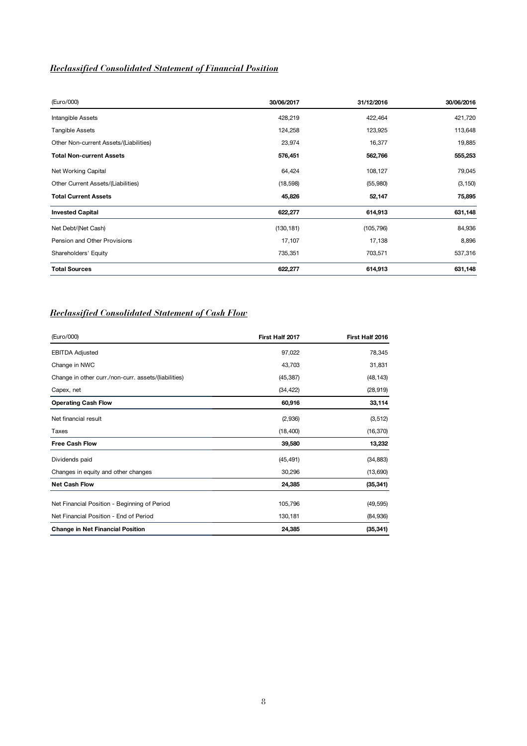## *Reclassified Consolidated Statement of Financial Position*

| (Euro/000) | 30/06/2017 | 31/12/2016 | 30/06/2016 |
|---|---|---|---|
| Intangible Assets | 428,219 | 422,464 | 421,720 |
| Tangible Assets | 124,258 | 123,925 | 113,648 |
| Other Non-current Assets/(Liabilities) | 23,974 | 16,377 | 19,885 |
| **Total Non-current Assets** | **576,451** | **562,766** | **555,253** |
| Net Working Capital | 64,424 | 108,127 | 79,045 |
| Other Current Assets/(Liabilities) | (18,598) | (55,980) | (3,150) |
| **Total Current Assets** | **45,826** | **52,147** | **75,895** |
| **Invested Capital** | **622,277** | **614,913** | **631,148** |
| Net Debt/(Net Cash) | (130,181) | (105,796) | 84,936 |
| Pension and Other Provisions | 17,107 | 17,138 | 8,896 |
| Shareholders' Equity | 735,351 | 703,571 | 537,316 |
| **Total Sources** | **622,277** | **614,913** | **631,148** |

## *Reclassified Consolidated Statement of Cash Flow*

| (Euro/000) | First Half 2017 | First Half 2016 |
|---|---|---|
| EBITDA Adjusted | 97,022 | 78,345 |
| Change in NWC | 43,703 | 31,831 |
| Change in other curr./non-curr. assets/(liabilities) | (45,387) | (48,143) |
| Capex, net | (34,422) | (28,919) |
| **Operating Cash Flow** | **60,916** | **33,114** |
| Net financial result | (2,936) | (3,512) |
| Taxes | (18,400) | (16,370) |
| **Free Cash Flow** | **39,580** | **13,232** |
| Dividends paid | (45,491) | (34,883) |
| Changes in equity and other changes | 30,296 | (13,690) |
| **Net Cash Flow** | **24,385** | **(35,341)** |
| Net Financial Position - Beginning of Period | 105,796 | (49,595) |
| Net Financial Position - End of Period | 130,181 | (84,936) |
| **Change in Net Financial Position** | **24,385** | **(35,341)** |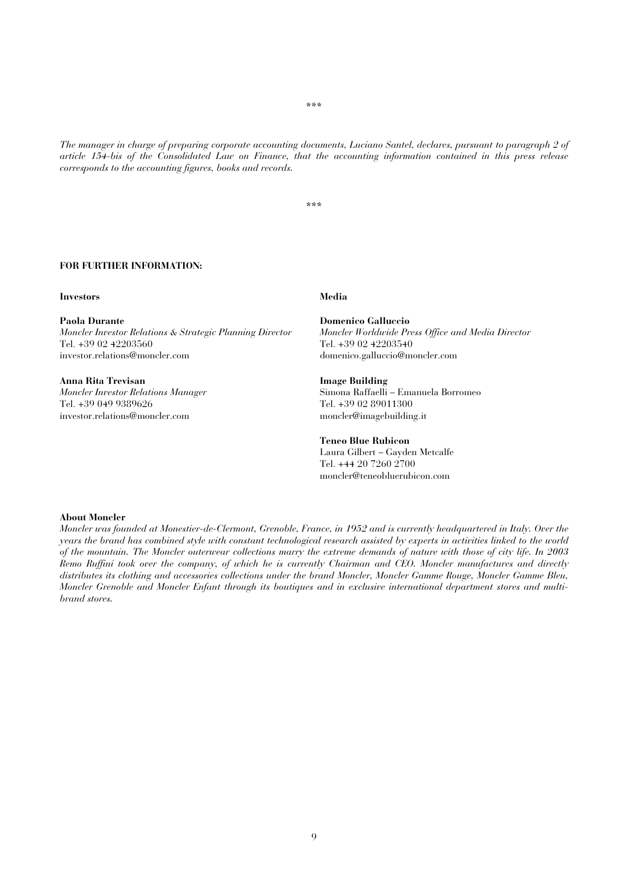\*\*\*

*The manager in charge of preparing corporate accounting documents, Luciano Santel, declares, pursuant to paragraph 2 of article 154-bis of the Consolidated Law on Finance, that the accounting information contained in this press release corresponds to the accounting figures, books and records.*

\*\*\*

**FOR FURTHER INFORMATION:**

**Investors**

**Paola Durante**
*Moncler Investor Relations & Strategic Planning Director*
Tel. +39 02 42203560
investor.relations@moncler.com

**Anna Rita Trevisan**
*Moncler Investor Relations Manager*
Tel. +39 049 9389626
investor.relations@moncler.com

**Media**

**Domenico Galluccio**
*Moncler Worldwide Press Office and Media Director*
Tel. +39 02 42203540
domenico.galluccio@moncler.com

**Image Building**
Simona Raffaelli – Emanuela Borromeo
Tel. +39 02 89011300
moncler@imagebuilding.it

**Teneo Blue Rubicon**
Laura Gilbert – Gayden Metcalfe
Tel. +44 20 7260 2700
moncler@teneobluerubicon.com

**About Moncler**

*Moncler was founded at Monestier-de-Clermont, Grenoble, France, in 1952 and is currently headquartered in Italy. Over the years the brand has combined style with constant technological research assisted by experts in activities linked to the world of the mountain. The Moncler outerwear collections marry the extreme demands of nature with those of city life. In 2003 Remo Ruffini took over the company, of which he is currently Chairman and CEO. Moncler manufactures and directly distributes its clothing and accessories collections under the brand Moncler, Moncler Gamme Rouge, Moncler Gamme Bleu, Moncler Grenoble and Moncler Enfant through its boutiques and in exclusive international department stores and multi-brand stores.*